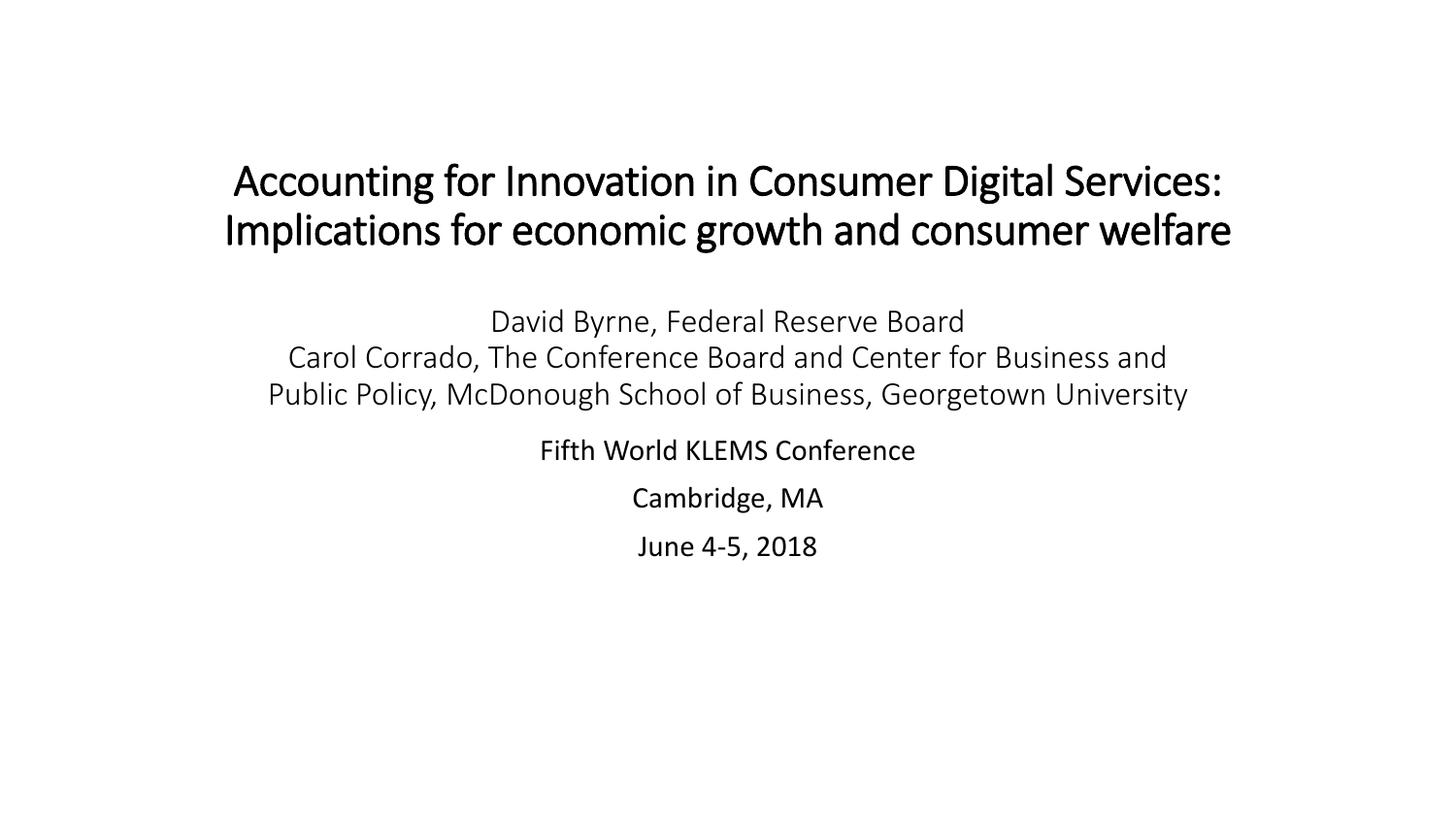# Accounting for Innovation in Consumer Digital Services: Implications for economic growth and consumer welfare

David Byrne, Federal Reserve Board
Carol Corrado, The Conference Board and Center for Business and Public Policy, McDonough School of Business, Georgetown University

Fifth World KLEMS Conference

Cambridge, MA

June 4-5, 2018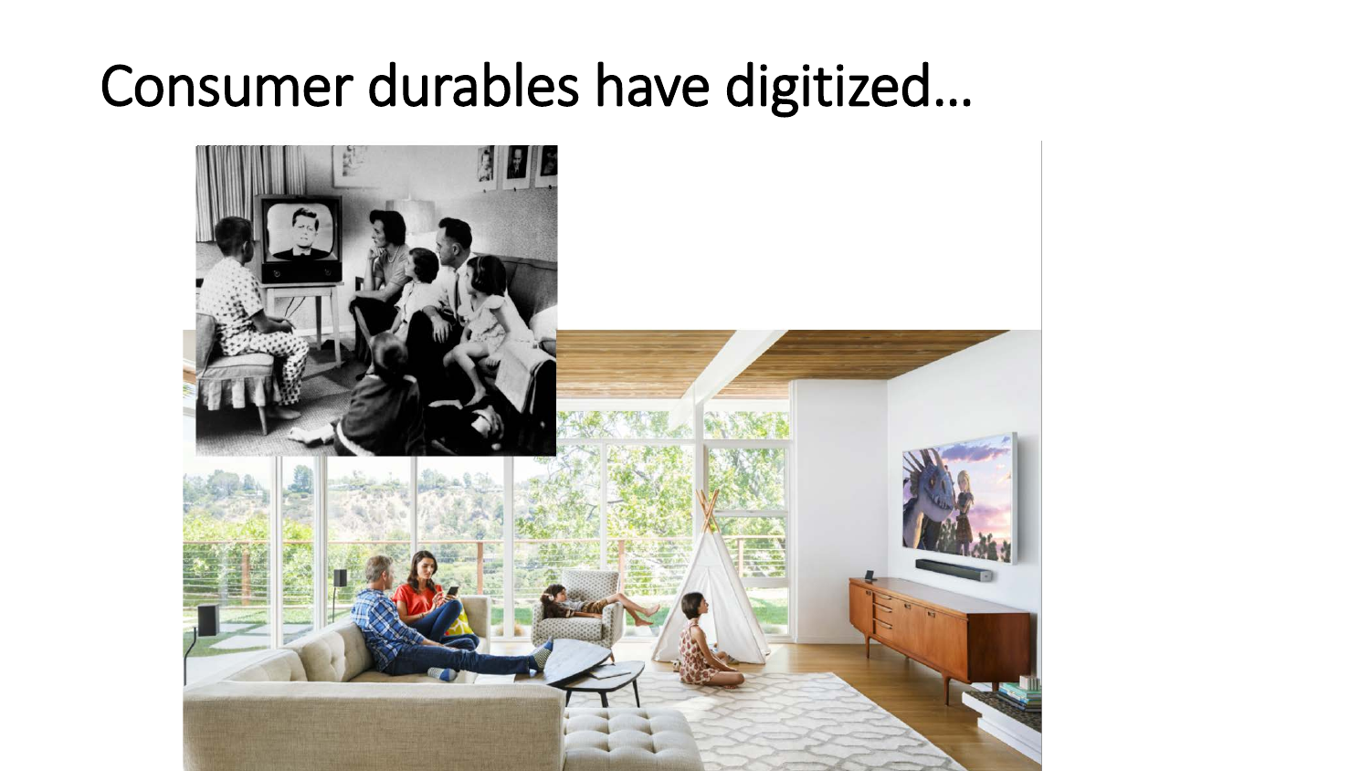# Consumer durables have digitized…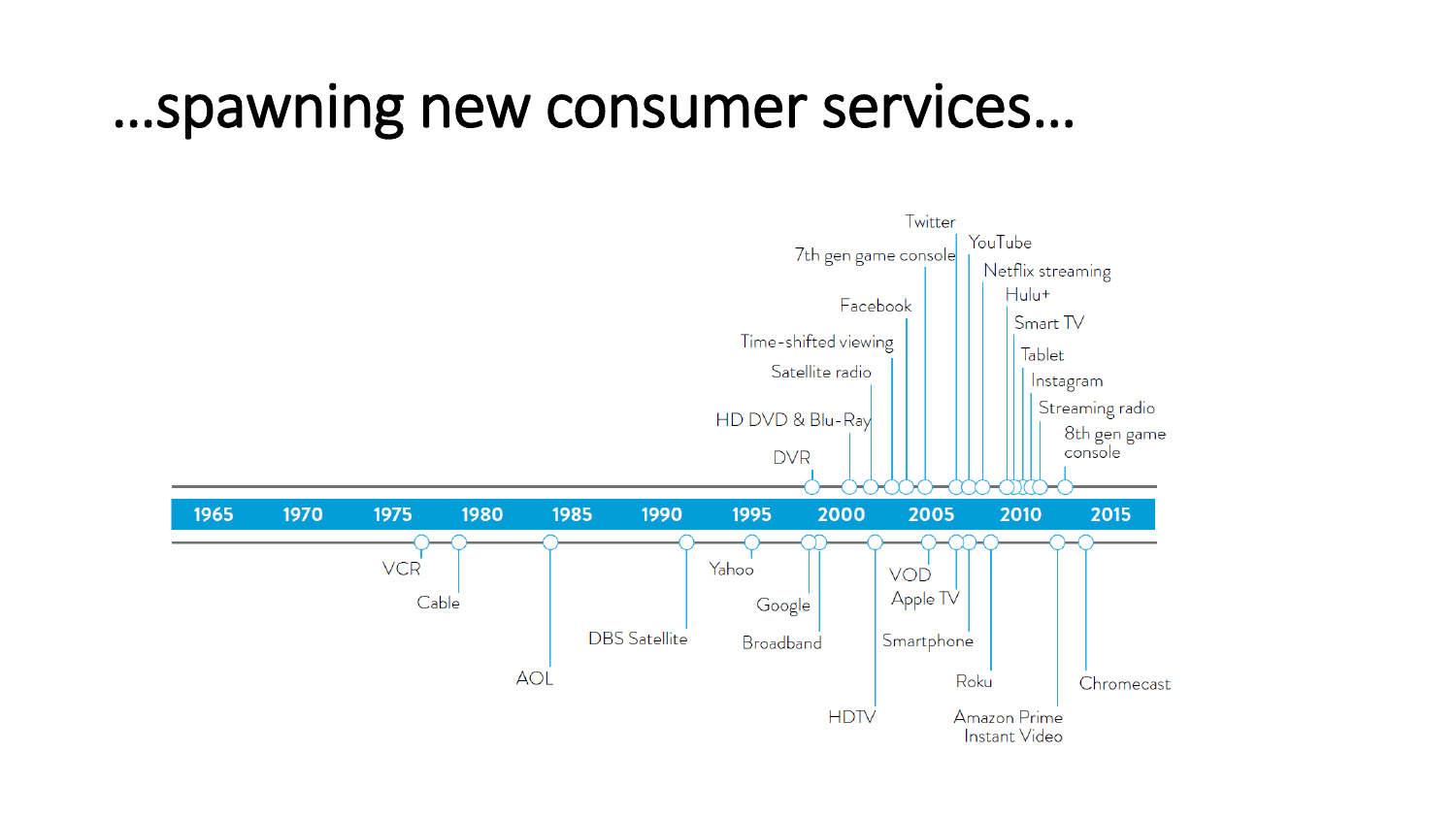# …spawning new consumer services…

1965 1970 1975 1980 1985 1990 1995 2000 2005 2010 2015

DVR
HD DVD & Blu-Ray
Satellite radio
Time-shifted viewing
Facebook
7th gen game console
Twitter
YouTube
Netflix streaming
Hulu+
Smart TV
Tablet
Instagram
Streaming radio
8th gen game console

VCR
Cable
AOL
DBS Satellite
Yahoo
Google
Broadband
HDTV
VOD
Apple TV
Smartphone
Roku
Amazon Prime Instant Video
Chromecast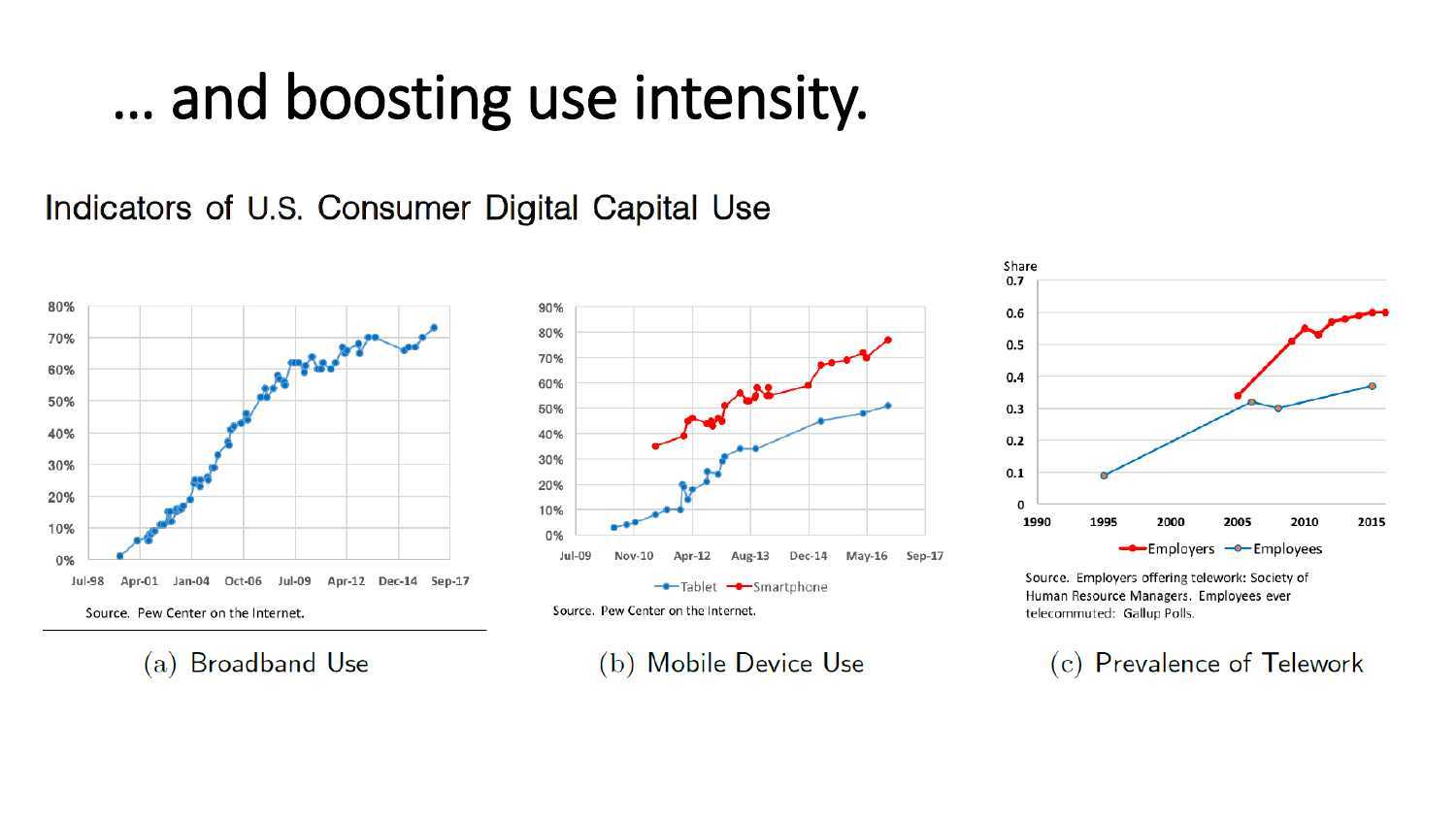# … and boosting use intensity.

## Indicators of U.S. Consumer Digital Capital Use

Source. Pew Center on the Internet.

(a) Broadband Use

Source. Pew Center on the Internet.

(b) Mobile Device Use

Source. Employers offering telework: Society of Human Resource Managers. Employees ever telecommuted: Gallup Polls.

(c) Prevalence of Telework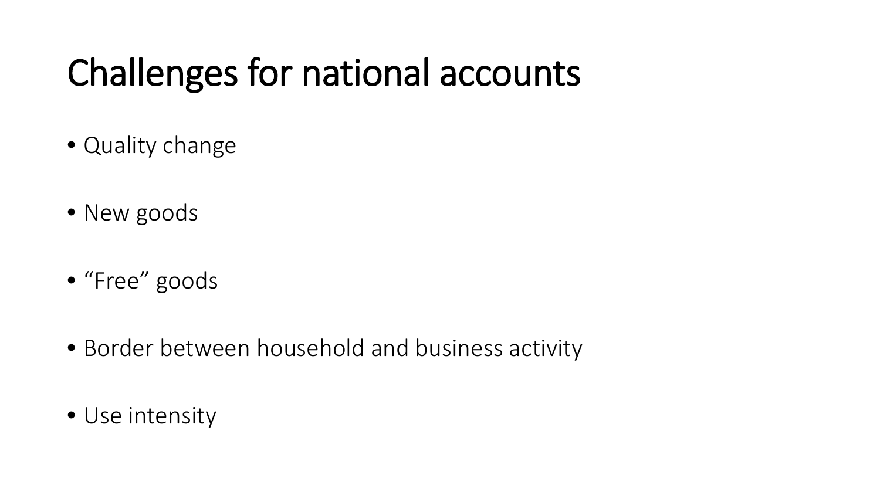# Challenges for national accounts

- Quality change
- New goods
- “Free” goods
- Border between household and business activity
- Use intensity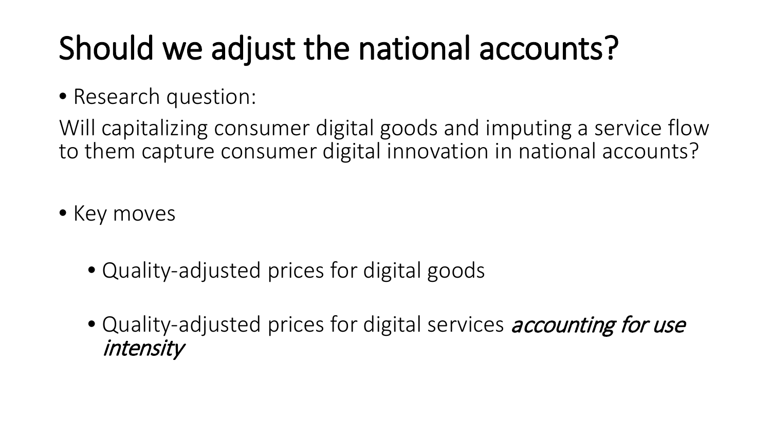# Should we adjust the national accounts?

- Research question:

Will capitalizing consumer digital goods and imputing a service flow to them capture consumer digital innovation in national accounts?

- Key moves
  - Quality-adjusted prices for digital goods
  - Quality-adjusted prices for digital services *accounting for use intensity*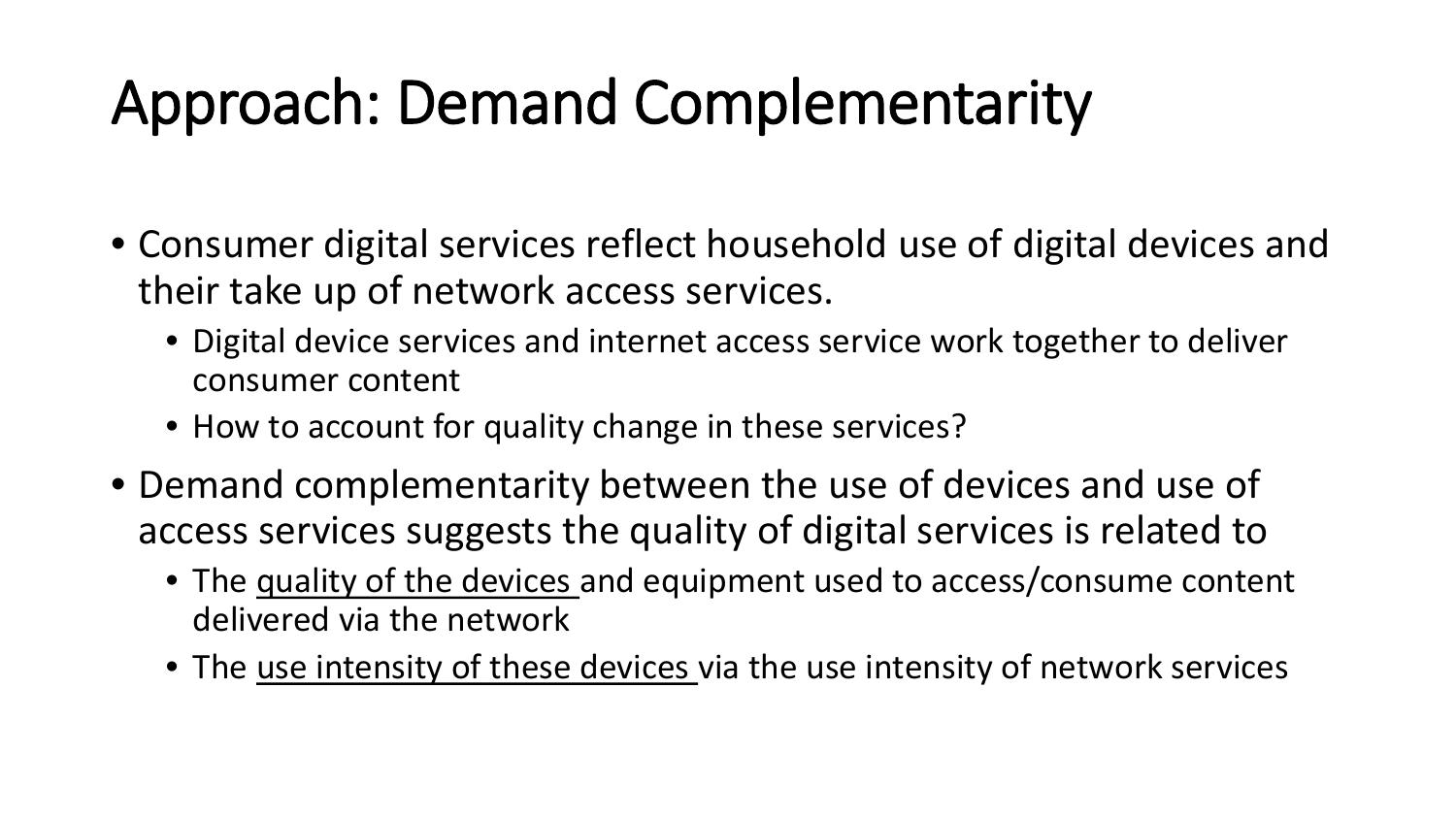# Approach: Demand Complementarity

- Consumer digital services reflect household use of digital devices and their take up of network access services.
  - Digital device services and internet access service work together to deliver consumer content
  - How to account for quality change in these services?
- Demand complementarity between the use of devices and use of access services suggests the quality of digital services is related to
  - The <u>quality of the devices</u> and equipment used to access/consume content delivered via the network
  - The <u>use intensity of these devices</u> via the use intensity of network services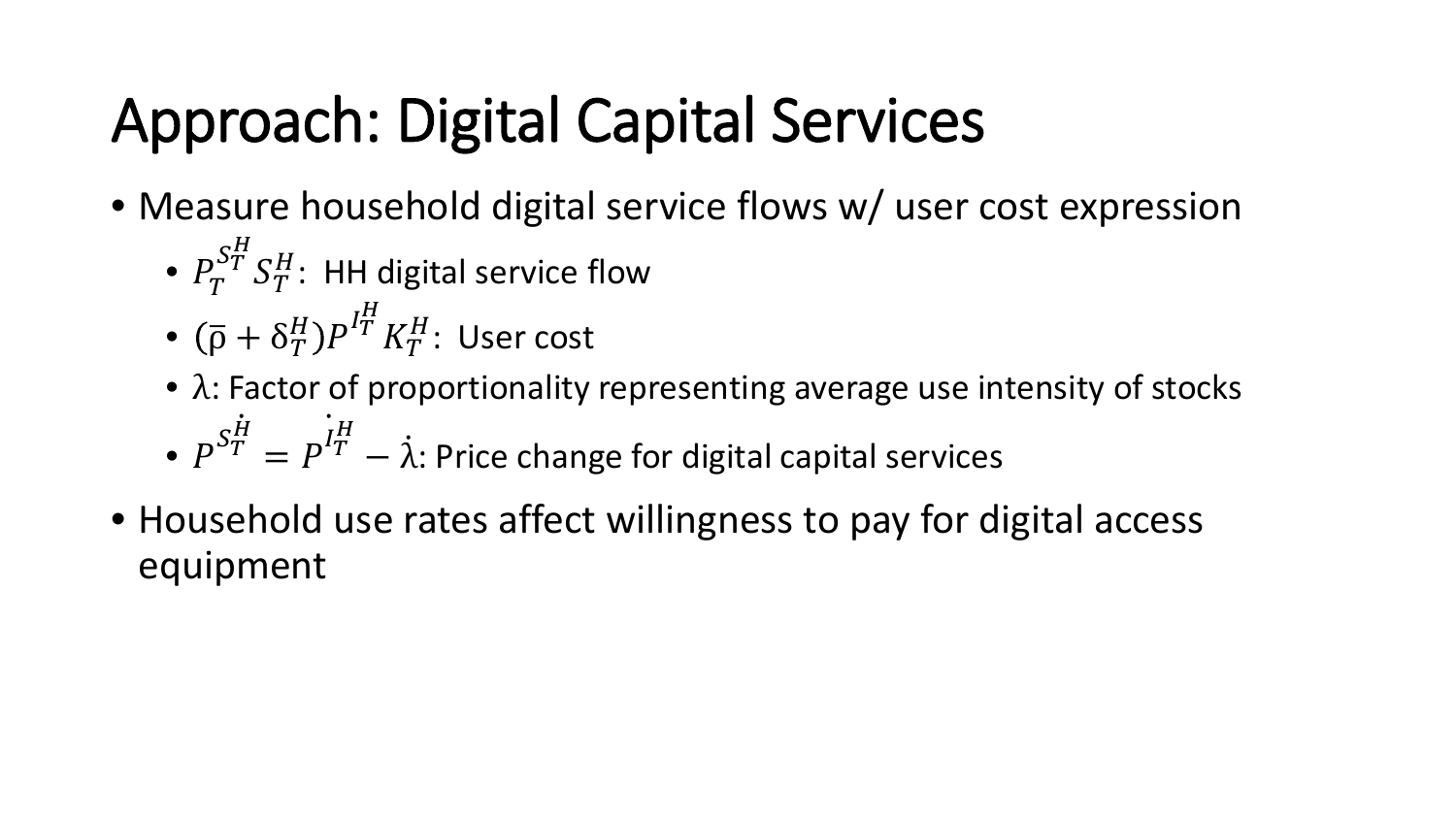# Approach: Digital Capital Services

- Measure household digital service flows w/ user cost expression
  - $P_T^{S_T^H} S_T^H$: HH digital service flow
  - $(\overline{\rho} + \delta_T^H) P^{I_T^H} K_T^H$: User cost
  - $\lambda$: Factor of proportionality representing average use intensity of stocks
  - $\dot{P}^{S_T^H} = \dot{P}^{I_T^H} - \dot{\lambda}$: Price change for digital capital services
- Household use rates affect willingness to pay for digital access equipment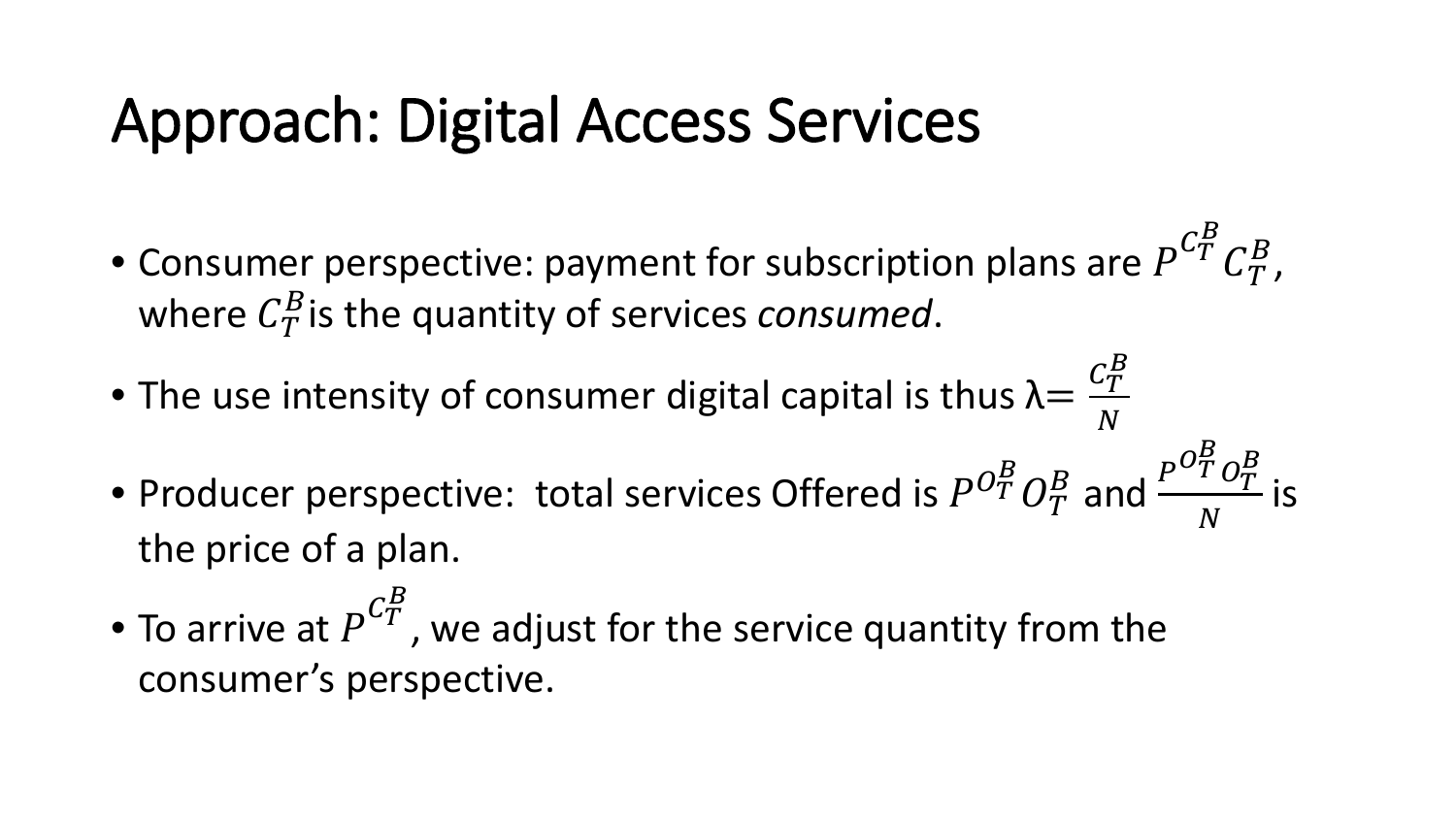# Approach: Digital Access Services

- Consumer perspective: payment for subscription plans are $P^{C_T^B} C_T^B$, where $C_T^B$ is the quantity of services *consumed*.
- The use intensity of consumer digital capital is thus $\lambda = \frac{C_T^B}{N}$
- Producer perspective: total services Offered is $P^{O_T^B} O_T^B$ and $\frac{P^{O_T^B} O_T^B}{N}$ is the price of a plan.
- To arrive at $P^{C_T^B}$, we adjust for the service quantity from the consumer's perspective.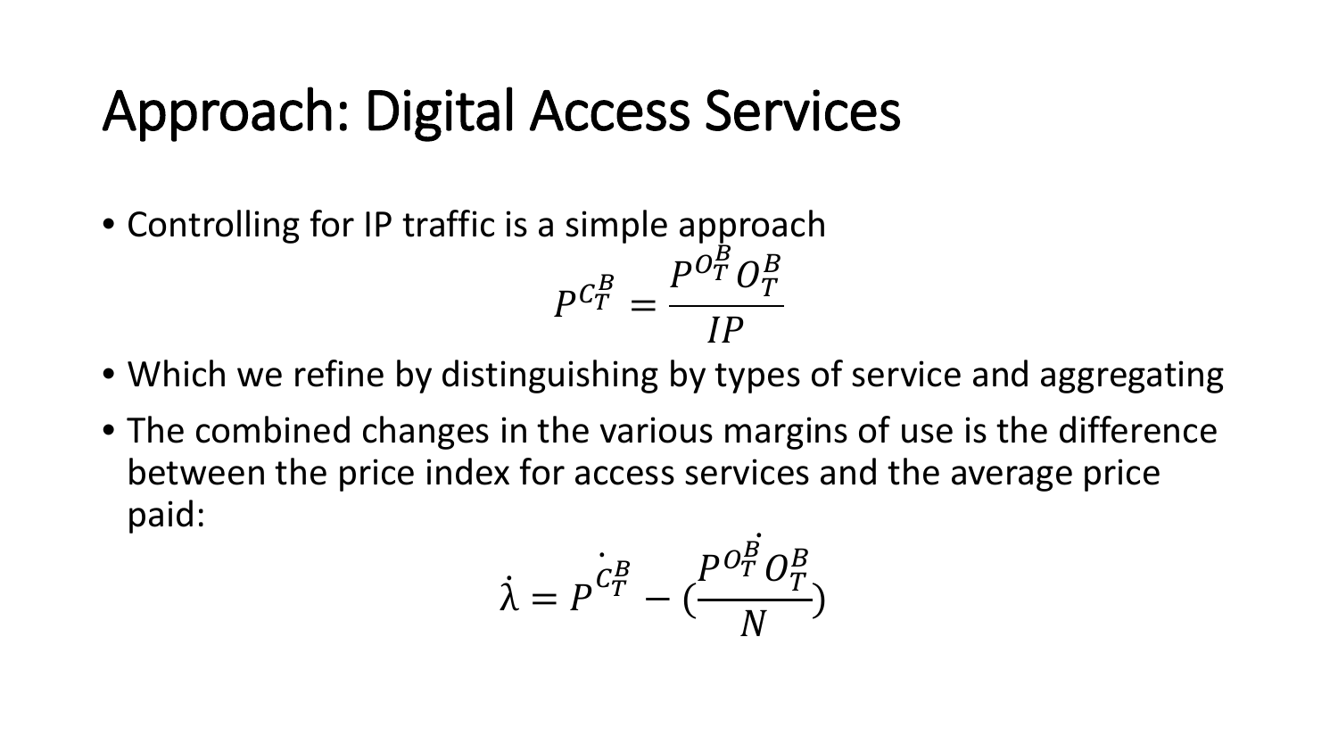# Approach: Digital Access Services

- Controlling for IP traffic is a simple approach

$$P^{C_T^B} = \frac{P^{O_T^B} O_T^B}{IP}$$

- Which we refine by distinguishing by types of service and aggregating
- The combined changes in the various margins of use is the difference between the price index for access services and the average price paid:

$$\dot{\lambda} = P^{\dot{C_T^B}} - \left(\frac{P^{O_T^B} \dot{O_T^B}}{N}\right)$$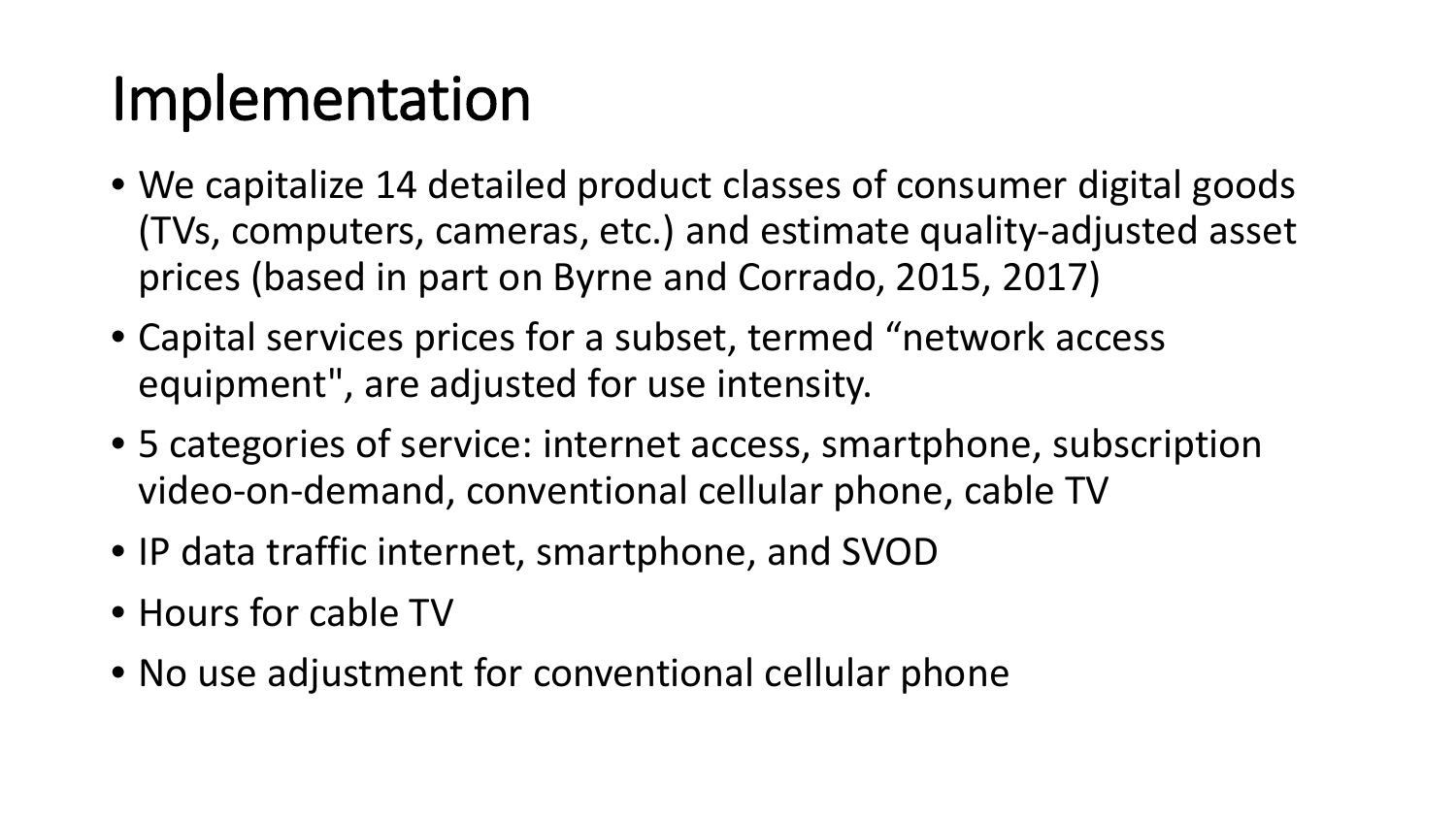# Implementation

- We capitalize 14 detailed product classes of consumer digital goods (TVs, computers, cameras, etc.) and estimate quality-adjusted asset prices (based in part on Byrne and Corrado, 2015, 2017)
- Capital services prices for a subset, termed “network access equipment", are adjusted for use intensity.
- 5 categories of service: internet access, smartphone, subscription video-on-demand, conventional cellular phone, cable TV
- IP data traffic internet, smartphone, and SVOD
- Hours for cable TV
- No use adjustment for conventional cellular phone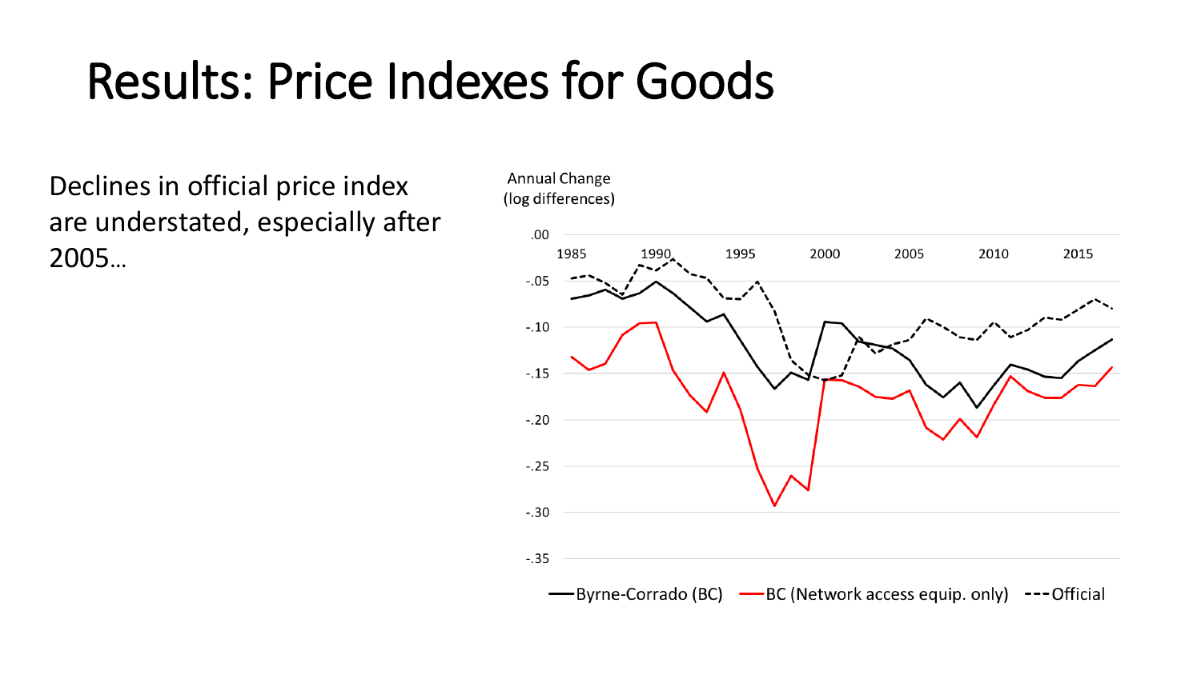# Results: Price Indexes for Goods

Declines in official price index are understated, especially after 2005…

Annual Change (log differences)

.00, -.05, -.10, -.15, -.20, -.25, -.30, -.35

1985, 1990, 1995, 2000, 2005, 2010, 2015

Byrne-Corrado (BC) — BC (Network access equip. only) — Official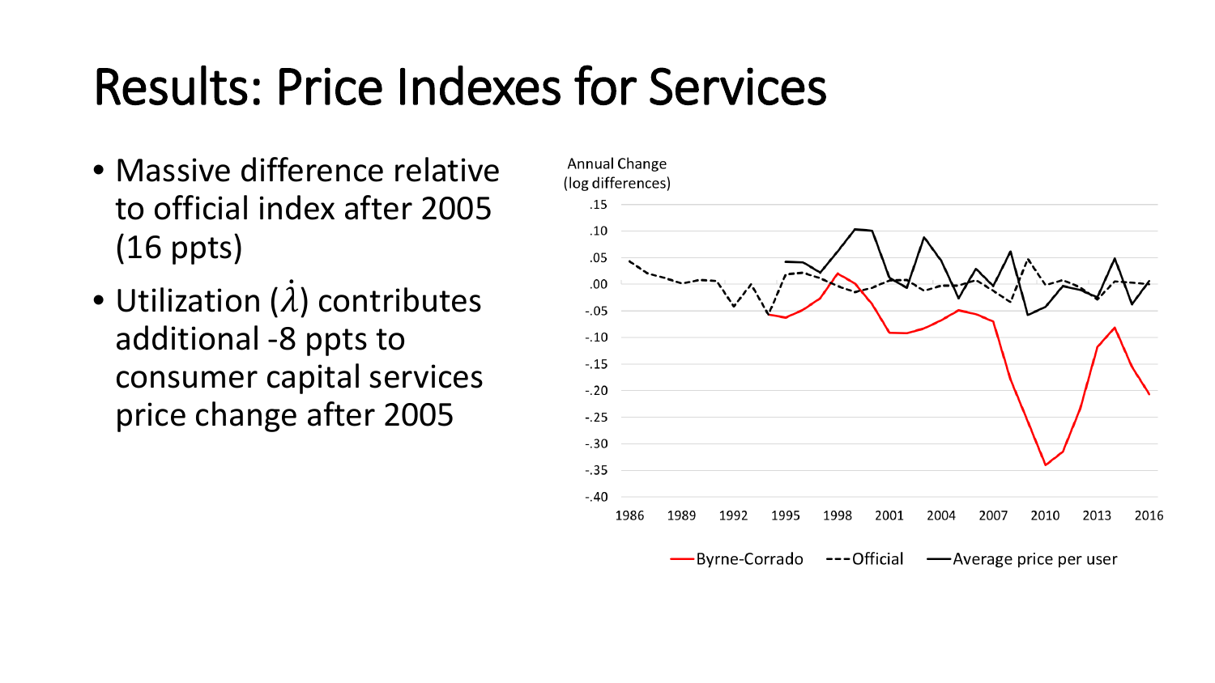# Results: Price Indexes for Services

- Massive difference relative to official index after 2005 (16 ppts)
- Utilization ($\dot{\lambda}$) contributes additional -8 ppts to consumer capital services price change after 2005

Annual Change (log differences)

Byrne-Corrado — Official — Average price per user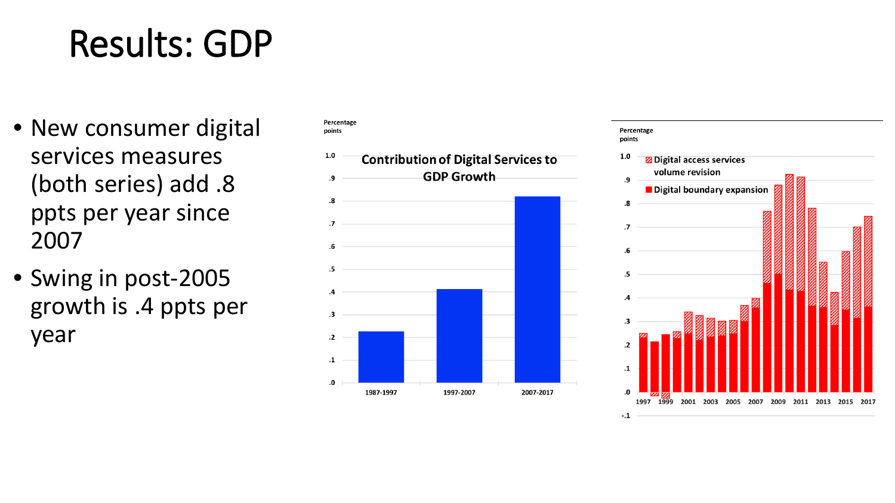# Results: GDP

- New consumer digital services measures (both series) add .8 ppts per year since 2007
- Swing in post-2005 growth is .4 ppts per year

**Contribution of Digital Services to GDP Growth**

Percentage points

| Period | Contribution |
|---|---|
| 1987-1997 | ~.22 |
| 1997-2007 | ~.41 |
| 2007-2017 | ~.82 |

Percentage points

Digital access services volume revision

Digital boundary expansion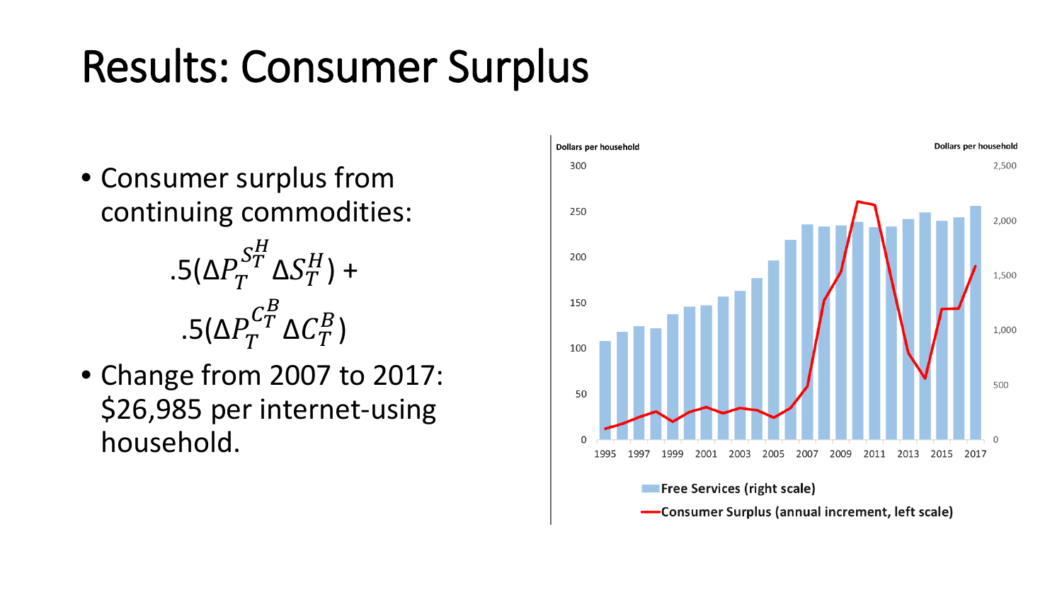# Results: Consumer Surplus

- Consumer surplus from continuing commodities:

$$.5(\Delta P_T^{S_T^H} \Delta S_T^H) +$$

$$.5(\Delta P_T^{C_T^B} \Delta C_T^B)$$

- Change from 2007 to 2017: \$26,985 per internet-using household.

Free Services (right scale)

Consumer Surplus (annual increment, left scale)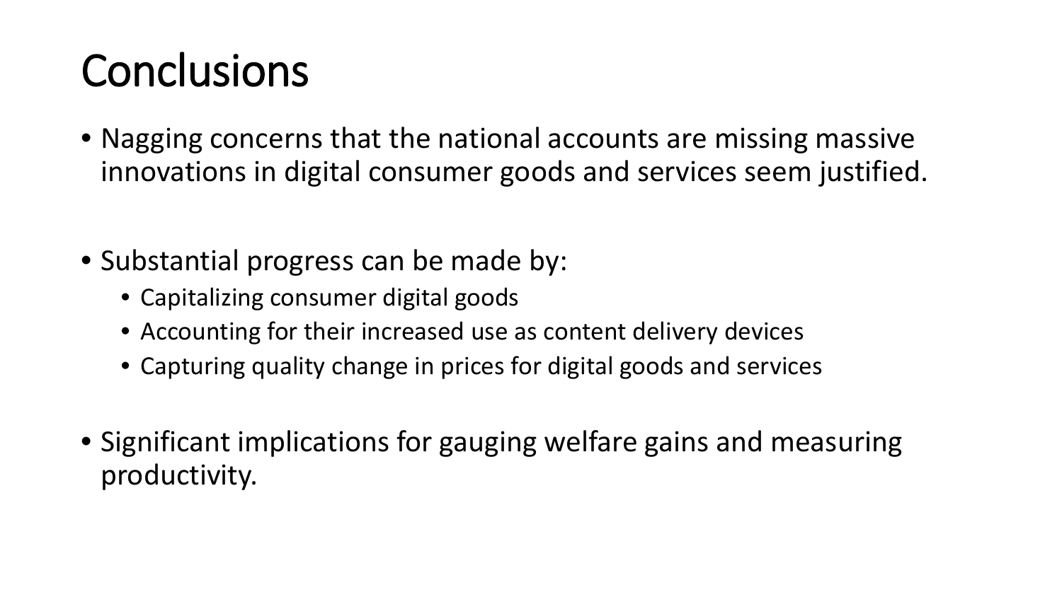# Conclusions

- Nagging concerns that the national accounts are missing massive innovations in digital consumer goods and services seem justified.

- Substantial progress can be made by:
  - Capitalizing consumer digital goods
  - Accounting for their increased use as content delivery devices
  - Capturing quality change in prices for digital goods and services

- Significant implications for gauging welfare gains and measuring productivity.